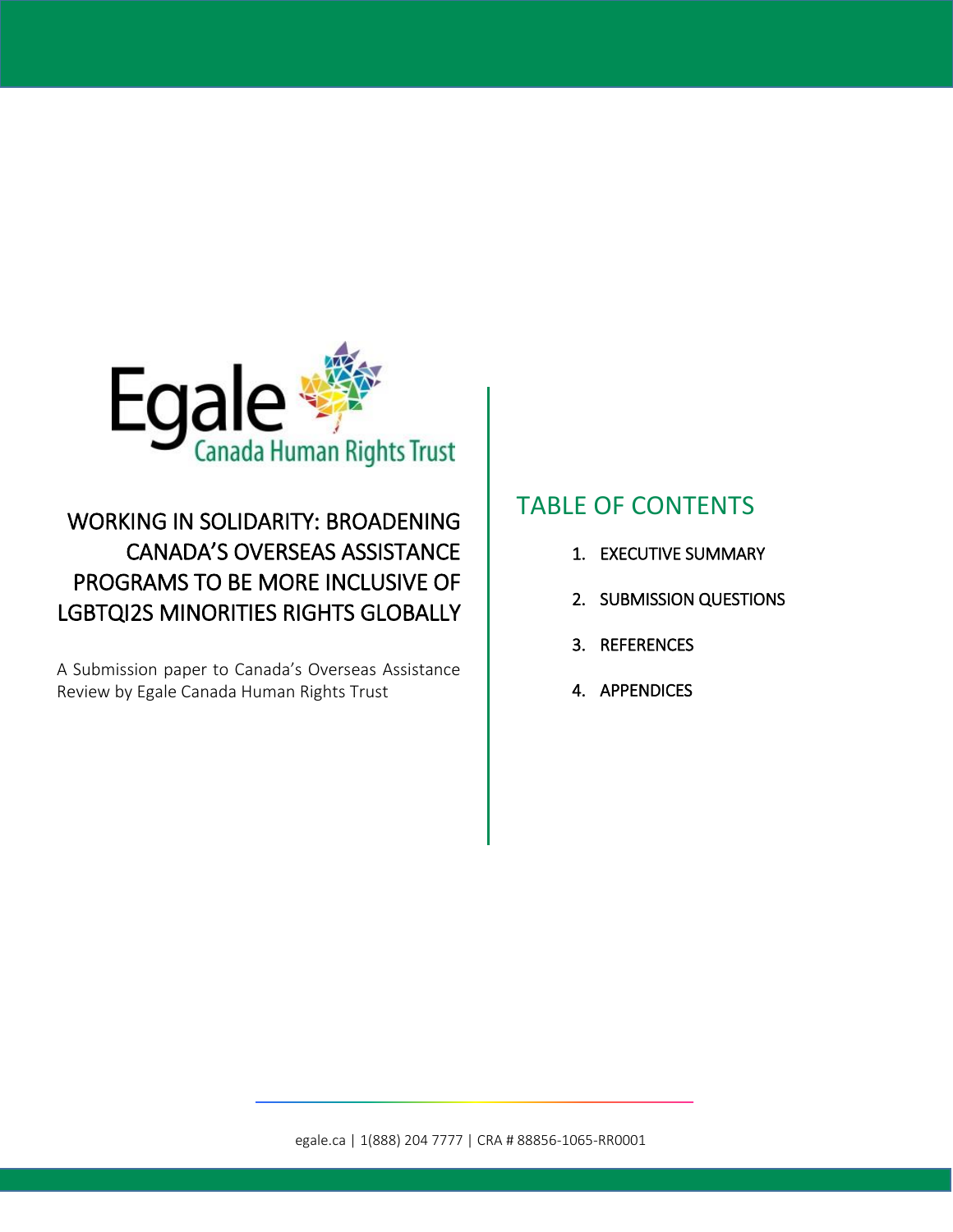Egale Canada Human Rights Trust

# WORKING IN SOLIDARITY: BROADENING CANADA'S OVERSEAS ASSISTANCE PROGRAMS TO BE MORE INCLUSIVE OF LGBTQI2S MINORITIES RIGHTS GLOBALLY

A Submission paper to Canada's Overseas Assistance Review by Egale Canada Human Rights Trust

## TABLE OF CONTENTS

1. EXECUTIVE SUMMARY
2. SUBMISSION QUESTIONS
3. REFERENCES
4. APPENDICES

egale.ca | 1(888) 204 7777 | CRA # 88856-1065-RR0001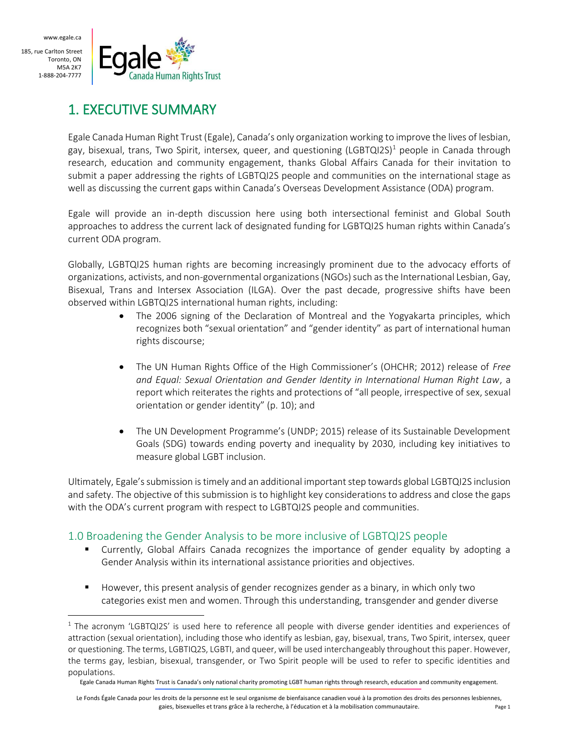# 1. EXECUTIVE SUMMARY

Egale Canada Human Right Trust (Egale), Canada's only organization working to improve the lives of lesbian, gay, bisexual, trans, Two Spirit, intersex, queer, and questioning (LGBTQI2S)[1] people in Canada through research, education and community engagement, thanks Global Affairs Canada for their invitation to submit a paper addressing the rights of LGBTQI2S people and communities on the international stage as well as discussing the current gaps within Canada's Overseas Development Assistance (ODA) program.

Egale will provide an in-depth discussion here using both intersectional feminist and Global South approaches to address the current lack of designated funding for LGBTQI2S human rights within Canada's current ODA program.

Globally, LGBTQI2S human rights are becoming increasingly prominent due to the advocacy efforts of organizations, activists, and non-governmental organizations (NGOs) such as the International Lesbian, Gay, Bisexual, Trans and Intersex Association (ILGA). Over the past decade, progressive shifts have been observed within LGBTQI2S international human rights, including:

- The 2006 signing of the Declaration of Montreal and the Yogyakarta principles, which recognizes both "sexual orientation" and "gender identity" as part of international human rights discourse;
- The UN Human Rights Office of the High Commissioner's (OHCHR; 2012) release of *Free and Equal: Sexual Orientation and Gender Identity in International Human Right Law*, a report which reiterates the rights and protections of "all people, irrespective of sex, sexual orientation or gender identity" (p. 10); and
- The UN Development Programme's (UNDP; 2015) release of its Sustainable Development Goals (SDG) towards ending poverty and inequality by 2030, including key initiatives to measure global LGBT inclusion.

Ultimately, Egale's submission is timely and an additional important step towards global LGBTQI2S inclusion and safety. The objective of this submission is to highlight key considerations to address and close the gaps with the ODA's current program with respect to LGBTQI2S people and communities.

## 1.0 Broadening the Gender Analysis to be more inclusive of LGBTQI2S people

- Currently, Global Affairs Canada recognizes the importance of gender equality by adopting a Gender Analysis within its international assistance priorities and objectives.
- However, this present analysis of gender recognizes gender as a binary, in which only two categories exist men and women. Through this understanding, transgender and gender diverse

[1] The acronym 'LGBTQI2S' is used here to reference all people with diverse gender identities and experiences of attraction (sexual orientation), including those who identify as lesbian, gay, bisexual, trans, Two Spirit, intersex, queer or questioning. The terms, LGBTIQ2S, LGBTI, and queer, will be used interchangeably throughout this paper. However, the terms gay, lesbian, bisexual, transgender, or Two Spirit people will be used to refer to specific identities and populations.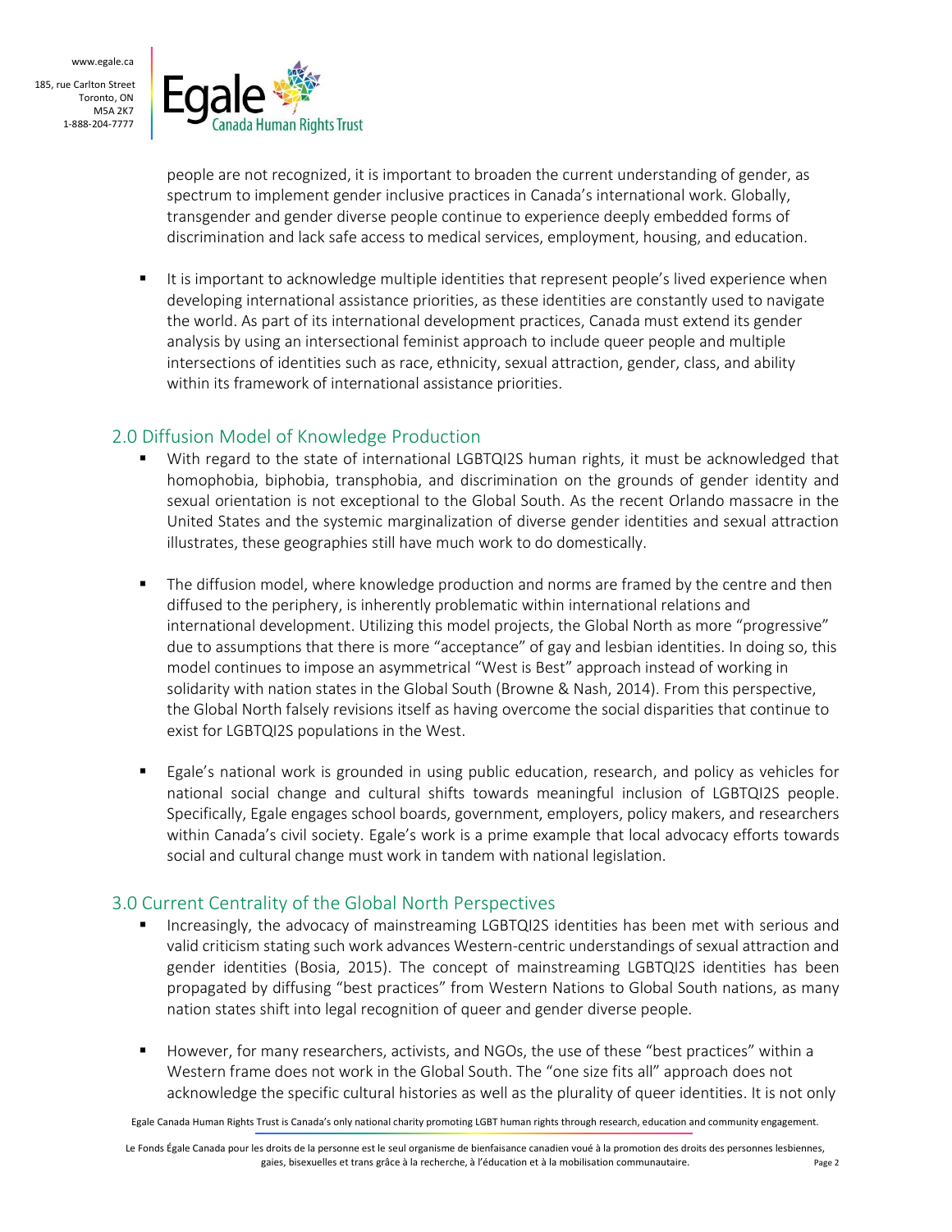people are not recognized, it is important to broaden the current understanding of gender, as spectrum to implement gender inclusive practices in Canada's international work. Globally, transgender and gender diverse people continue to experience deeply embedded forms of discrimination and lack safe access to medical services, employment, housing, and education.

- It is important to acknowledge multiple identities that represent people's lived experience when developing international assistance priorities, as these identities are constantly used to navigate the world. As part of its international development practices, Canada must extend its gender analysis by using an intersectional feminist approach to include queer people and multiple intersections of identities such as race, ethnicity, sexual attraction, gender, class, and ability within its framework of international assistance priorities.

## 2.0 Diffusion Model of Knowledge Production

- With regard to the state of international LGBTQI2S human rights, it must be acknowledged that homophobia, biphobia, transphobia, and discrimination on the grounds of gender identity and sexual orientation is not exceptional to the Global South. As the recent Orlando massacre in the United States and the systemic marginalization of diverse gender identities and sexual attraction illustrates, these geographies still have much work to do domestically.

- The diffusion model, where knowledge production and norms are framed by the centre and then diffused to the periphery, is inherently problematic within international relations and international development. Utilizing this model projects, the Global North as more "progressive" due to assumptions that there is more "acceptance" of gay and lesbian identities. In doing so, this model continues to impose an asymmetrical "West is Best" approach instead of working in solidarity with nation states in the Global South (Browne & Nash, 2014). From this perspective, the Global North falsely revisions itself as having overcome the social disparities that continue to exist for LGBTQI2S populations in the West.

- Egale's national work is grounded in using public education, research, and policy as vehicles for national social change and cultural shifts towards meaningful inclusion of LGBTQI2S people. Specifically, Egale engages school boards, government, employers, policy makers, and researchers within Canada's civil society. Egale's work is a prime example that local advocacy efforts towards social and cultural change must work in tandem with national legislation.

## 3.0 Current Centrality of the Global North Perspectives

- Increasingly, the advocacy of mainstreaming LGBTQI2S identities has been met with serious and valid criticism stating such work advances Western-centric understandings of sexual attraction and gender identities (Bosia, 2015). The concept of mainstreaming LGBTQI2S identities has been propagated by diffusing "best practices" from Western Nations to Global South nations, as many nation states shift into legal recognition of queer and gender diverse people.

- However, for many researchers, activists, and NGOs, the use of these "best practices" within a Western frame does not work in the Global South. The "one size fits all" approach does not acknowledge the specific cultural histories as well as the plurality of queer identities. It is not only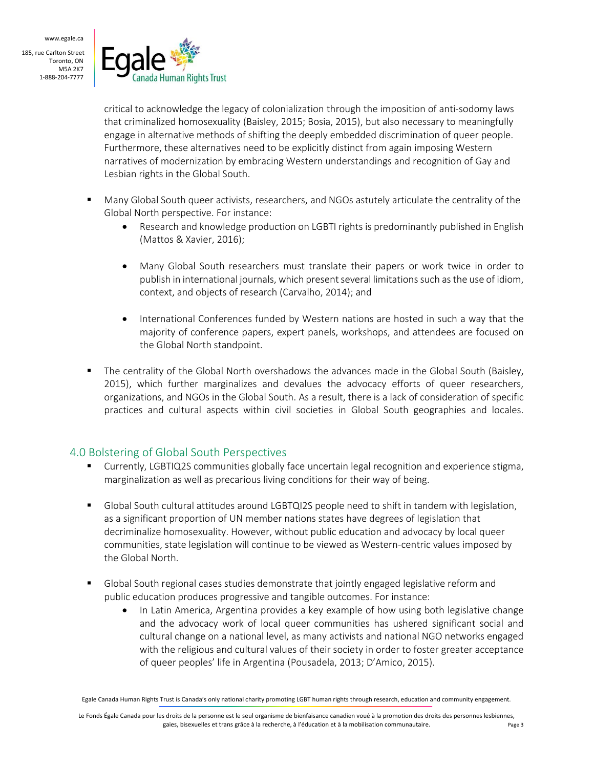critical to acknowledge the legacy of colonialization through the imposition of anti-sodomy laws that criminalized homosexuality (Baisley, 2015; Bosia, 2015), but also necessary to meaningfully engage in alternative methods of shifting the deeply embedded discrimination of queer people. Furthermore, these alternatives need to be explicitly distinct from again imposing Western narratives of modernization by embracing Western understandings and recognition of Gay and Lesbian rights in the Global South.

- Many Global South queer activists, researchers, and NGOs astutely articulate the centrality of the Global North perspective. For instance:
    - Research and knowledge production on LGBTI rights is predominantly published in English (Mattos & Xavier, 2016);
    - Many Global South researchers must translate their papers or work twice in order to publish in international journals, which present several limitations such as the use of idiom, context, and objects of research (Carvalho, 2014); and
    - International Conferences funded by Western nations are hosted in such a way that the majority of conference papers, expert panels, workshops, and attendees are focused on the Global North standpoint.
- The centrality of the Global North overshadows the advances made in the Global South (Baisley, 2015), which further marginalizes and devalues the advocacy efforts of queer researchers, organizations, and NGOs in the Global South. As a result, there is a lack of consideration of specific practices and cultural aspects within civil societies in Global South geographies and locales.

## 4.0 Bolstering of Global South Perspectives

- Currently, LGBTIQ2S communities globally face uncertain legal recognition and experience stigma, marginalization as well as precarious living conditions for their way of being.
- Global South cultural attitudes around LGBTQI2S people need to shift in tandem with legislation, as a significant proportion of UN member nations states have degrees of legislation that decriminalize homosexuality. However, without public education and advocacy by local queer communities, state legislation will continue to be viewed as Western-centric values imposed by the Global North.
- Global South regional cases studies demonstrate that jointly engaged legislative reform and public education produces progressive and tangible outcomes. For instance:
    - In Latin America, Argentina provides a key example of how using both legislative change and the advocacy work of local queer communities has ushered significant social and cultural change on a national level, as many activists and national NGO networks engaged with the religious and cultural values of their society in order to foster greater acceptance of queer peoples' life in Argentina (Pousadela, 2013; D'Amico, 2015).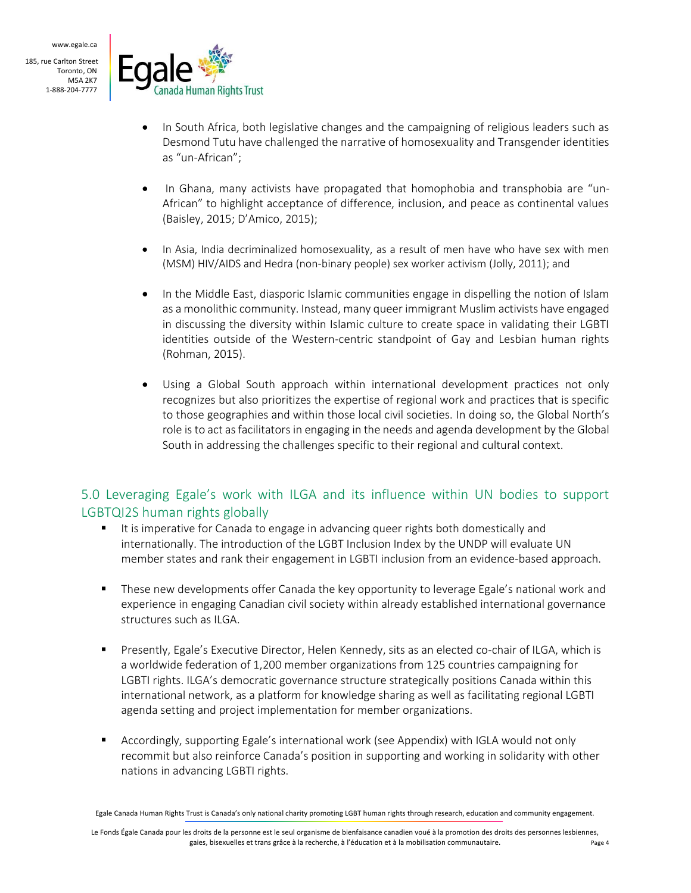- In South Africa, both legislative changes and the campaigning of religious leaders such as Desmond Tutu have challenged the narrative of homosexuality and Transgender identities as "un-African";

- In Ghana, many activists have propagated that homophobia and transphobia are "un-African" to highlight acceptance of difference, inclusion, and peace as continental values (Baisley, 2015; D'Amico, 2015);

- In Asia, India decriminalized homosexuality, as a result of men have who have sex with men (MSM) HIV/AIDS and Hedra (non-binary people) sex worker activism (Jolly, 2011); and

- In the Middle East, diasporic Islamic communities engage in dispelling the notion of Islam as a monolithic community. Instead, many queer immigrant Muslim activists have engaged in discussing the diversity within Islamic culture to create space in validating their LGBTI identities outside of the Western-centric standpoint of Gay and Lesbian human rights (Rohman, 2015).

- Using a Global South approach within international development practices not only recognizes but also prioritizes the expertise of regional work and practices that is specific to those geographies and within those local civil societies. In doing so, the Global North's role is to act as facilitators in engaging in the needs and agenda development by the Global South in addressing the challenges specific to their regional and cultural context.

## 5.0 Leveraging Egale's work with ILGA and its influence within UN bodies to support LGBTQI2S human rights globally

- It is imperative for Canada to engage in advancing queer rights both domestically and internationally. The introduction of the LGBT Inclusion Index by the UNDP will evaluate UN member states and rank their engagement in LGBTI inclusion from an evidence-based approach.

- These new developments offer Canada the key opportunity to leverage Egale's national work and experience in engaging Canadian civil society within already established international governance structures such as ILGA.

- Presently, Egale's Executive Director, Helen Kennedy, sits as an elected co-chair of ILGA, which is a worldwide federation of 1,200 member organizations from 125 countries campaigning for LGBTI rights. ILGA's democratic governance structure strategically positions Canada within this international network, as a platform for knowledge sharing as well as facilitating regional LGBTI agenda setting and project implementation for member organizations.

- Accordingly, supporting Egale's international work (see Appendix) with IGLA would not only recommit but also reinforce Canada's position in supporting and working in solidarity with other nations in advancing LGBTI rights.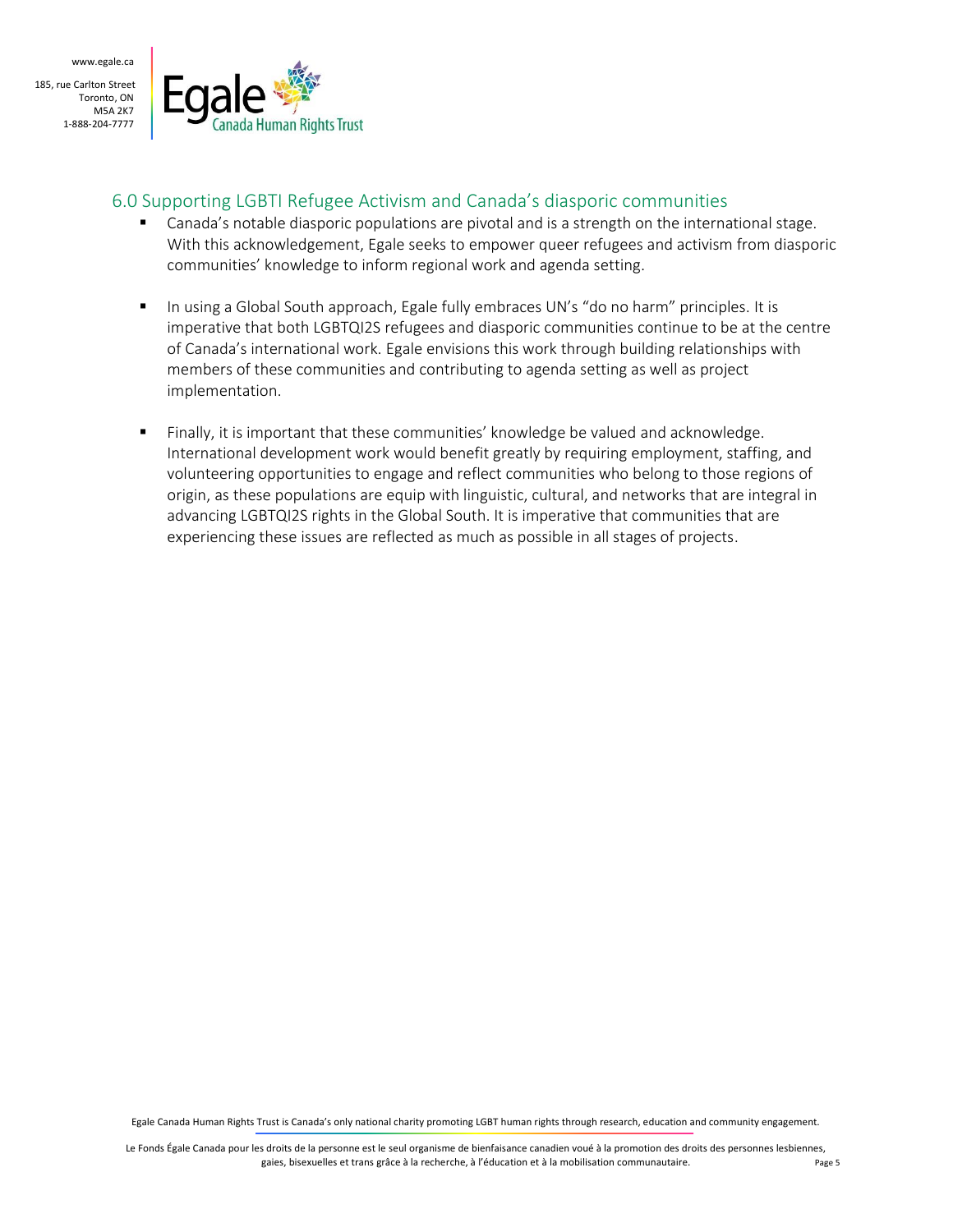## 6.0 Supporting LGBTI Refugee Activism and Canada's diasporic communities

- Canada's notable diasporic populations are pivotal and is a strength on the international stage. With this acknowledgement, Egale seeks to empower queer refugees and activism from diasporic communities' knowledge to inform regional work and agenda setting.

- In using a Global South approach, Egale fully embraces UN's "do no harm" principles. It is imperative that both LGBTQI2S refugees and diasporic communities continue to be at the centre of Canada's international work. Egale envisions this work through building relationships with members of these communities and contributing to agenda setting as well as project implementation.

- Finally, it is important that these communities' knowledge be valued and acknowledge. International development work would benefit greatly by requiring employment, staffing, and volunteering opportunities to engage and reflect communities who belong to those regions of origin, as these populations are equip with linguistic, cultural, and networks that are integral in advancing LGBTQI2S rights in the Global South. It is imperative that communities that are experiencing these issues are reflected as much as possible in all stages of projects.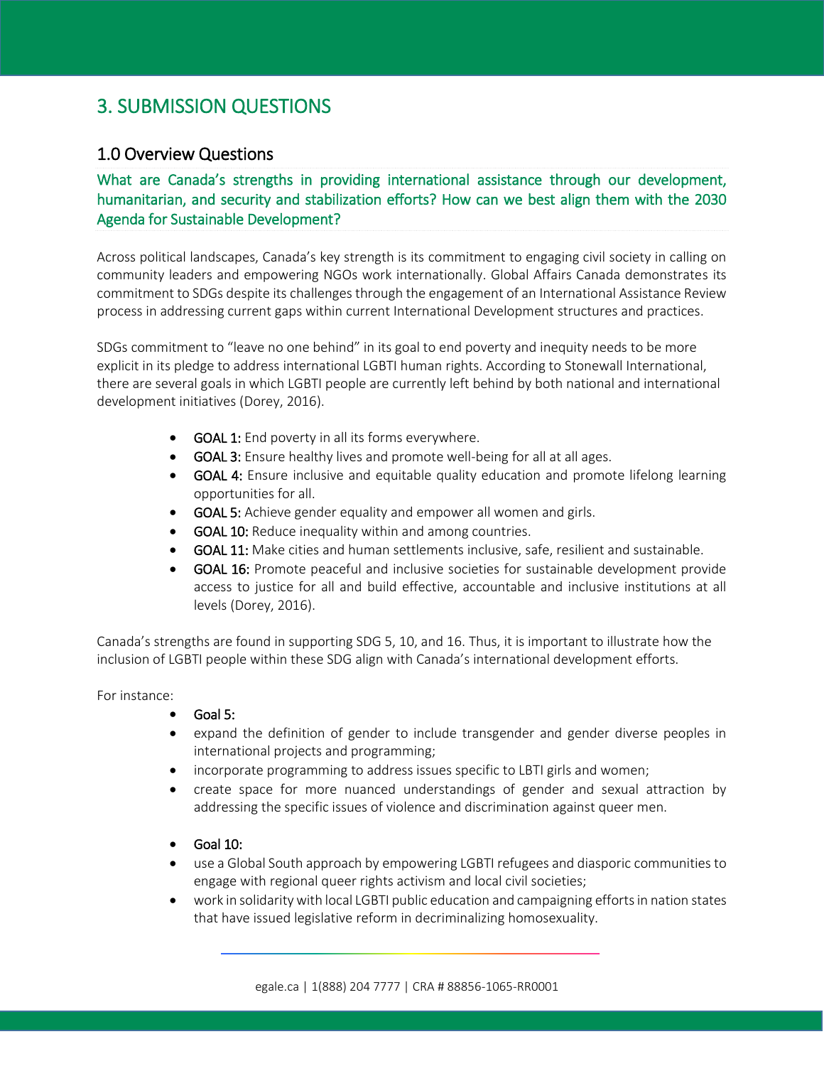# 3. SUBMISSION QUESTIONS

## 1.0 Overview Questions

### What are Canada's strengths in providing international assistance through our development, humanitarian, and security and stabilization efforts? How can we best align them with the 2030 Agenda for Sustainable Development?

Across political landscapes, Canada's key strength is its commitment to engaging civil society in calling on community leaders and empowering NGOs work internationally. Global Affairs Canada demonstrates its commitment to SDGs despite its challenges through the engagement of an International Assistance Review process in addressing current gaps within current International Development structures and practices.

SDGs commitment to "leave no one behind" in its goal to end poverty and inequity needs to be more explicit in its pledge to address international LGBTI human rights. According to Stonewall International, there are several goals in which LGBTI people are currently left behind by both national and international development initiatives (Dorey, 2016).

- GOAL 1: End poverty in all its forms everywhere.
- GOAL 3: Ensure healthy lives and promote well-being for all at all ages.
- GOAL 4: Ensure inclusive and equitable quality education and promote lifelong learning opportunities for all.
- GOAL 5: Achieve gender equality and empower all women and girls.
- GOAL 10: Reduce inequality within and among countries.
- GOAL 11: Make cities and human settlements inclusive, safe, resilient and sustainable.
- GOAL 16: Promote peaceful and inclusive societies for sustainable development provide access to justice for all and build effective, accountable and inclusive institutions at all levels (Dorey, 2016).

Canada's strengths are found in supporting SDG 5, 10, and 16. Thus, it is important to illustrate how the inclusion of LGBTI people within these SDG align with Canada's international development efforts.

For instance:

- Goal 5:
- expand the definition of gender to include transgender and gender diverse peoples in international projects and programming;
- incorporate programming to address issues specific to LBTI girls and women;
- create space for more nuanced understandings of gender and sexual attraction by addressing the specific issues of violence and discrimination against queer men.

- Goal 10:
- use a Global South approach by empowering LGBTI refugees and diasporic communities to engage with regional queer rights activism and local civil societies;
- work in solidarity with local LGBTI public education and campaigning efforts in nation states that have issued legislative reform in decriminalizing homosexuality.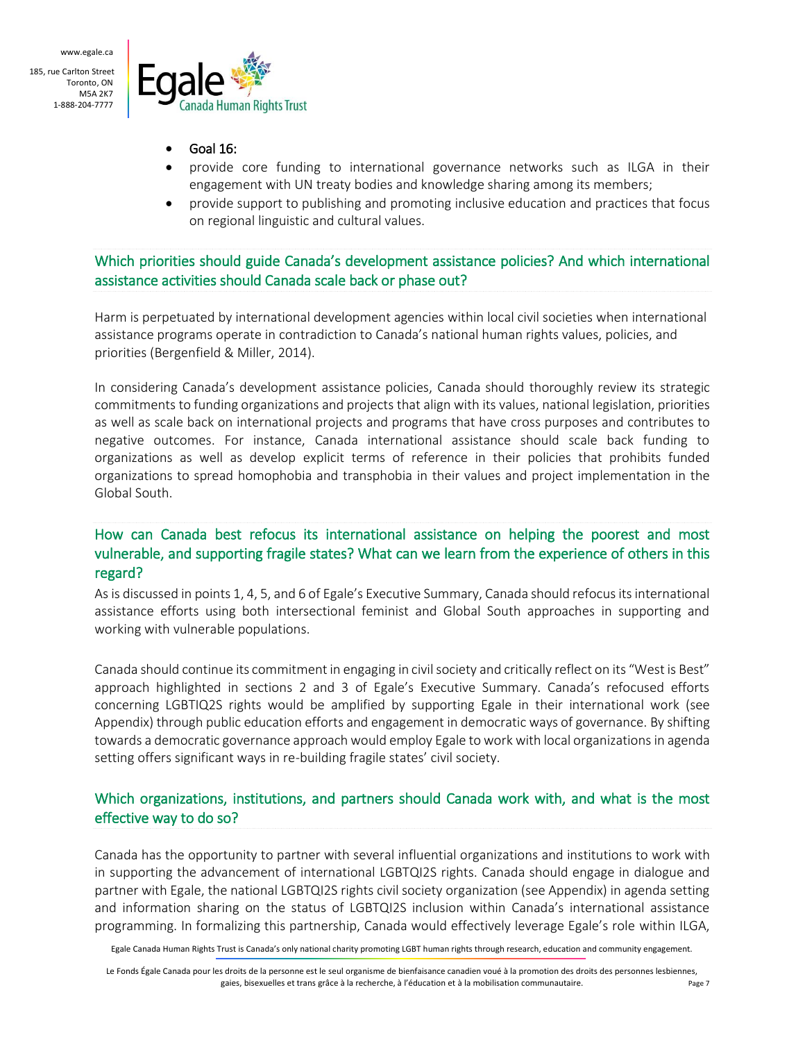- Goal 16:
- provide core funding to international governance networks such as ILGA in their engagement with UN treaty bodies and knowledge sharing among its members;
- provide support to publishing and promoting inclusive education and practices that focus on regional linguistic and cultural values.

## Which priorities should guide Canada's development assistance policies? And which international assistance activities should Canada scale back or phase out?

Harm is perpetuated by international development agencies within local civil societies when international assistance programs operate in contradiction to Canada's national human rights values, policies, and priorities (Bergenfield & Miller, 2014).

In considering Canada's development assistance policies, Canada should thoroughly review its strategic commitments to funding organizations and projects that align with its values, national legislation, priorities as well as scale back on international projects and programs that have cross purposes and contributes to negative outcomes. For instance, Canada international assistance should scale back funding to organizations as well as develop explicit terms of reference in their policies that prohibits funded organizations to spread homophobia and transphobia in their values and project implementation in the Global South.

## How can Canada best refocus its international assistance on helping the poorest and most vulnerable, and supporting fragile states? What can we learn from the experience of others in this regard?

As is discussed in points 1, 4, 5, and 6 of Egale's Executive Summary, Canada should refocus its international assistance efforts using both intersectional feminist and Global South approaches in supporting and working with vulnerable populations.

Canada should continue its commitment in engaging in civil society and critically reflect on its "West is Best" approach highlighted in sections 2 and 3 of Egale's Executive Summary. Canada's refocused efforts concerning LGBTIQ2S rights would be amplified by supporting Egale in their international work (see Appendix) through public education efforts and engagement in democratic ways of governance. By shifting towards a democratic governance approach would employ Egale to work with local organizations in agenda setting offers significant ways in re-building fragile states' civil society.

## Which organizations, institutions, and partners should Canada work with, and what is the most effective way to do so?

Canada has the opportunity to partner with several influential organizations and institutions to work with in supporting the advancement of international LGBTQI2S rights. Canada should engage in dialogue and partner with Egale, the national LGBTQI2S rights civil society organization (see Appendix) in agenda setting and information sharing on the status of LGBTQI2S inclusion within Canada's international assistance programming. In formalizing this partnership, Canada would effectively leverage Egale's role within ILGA,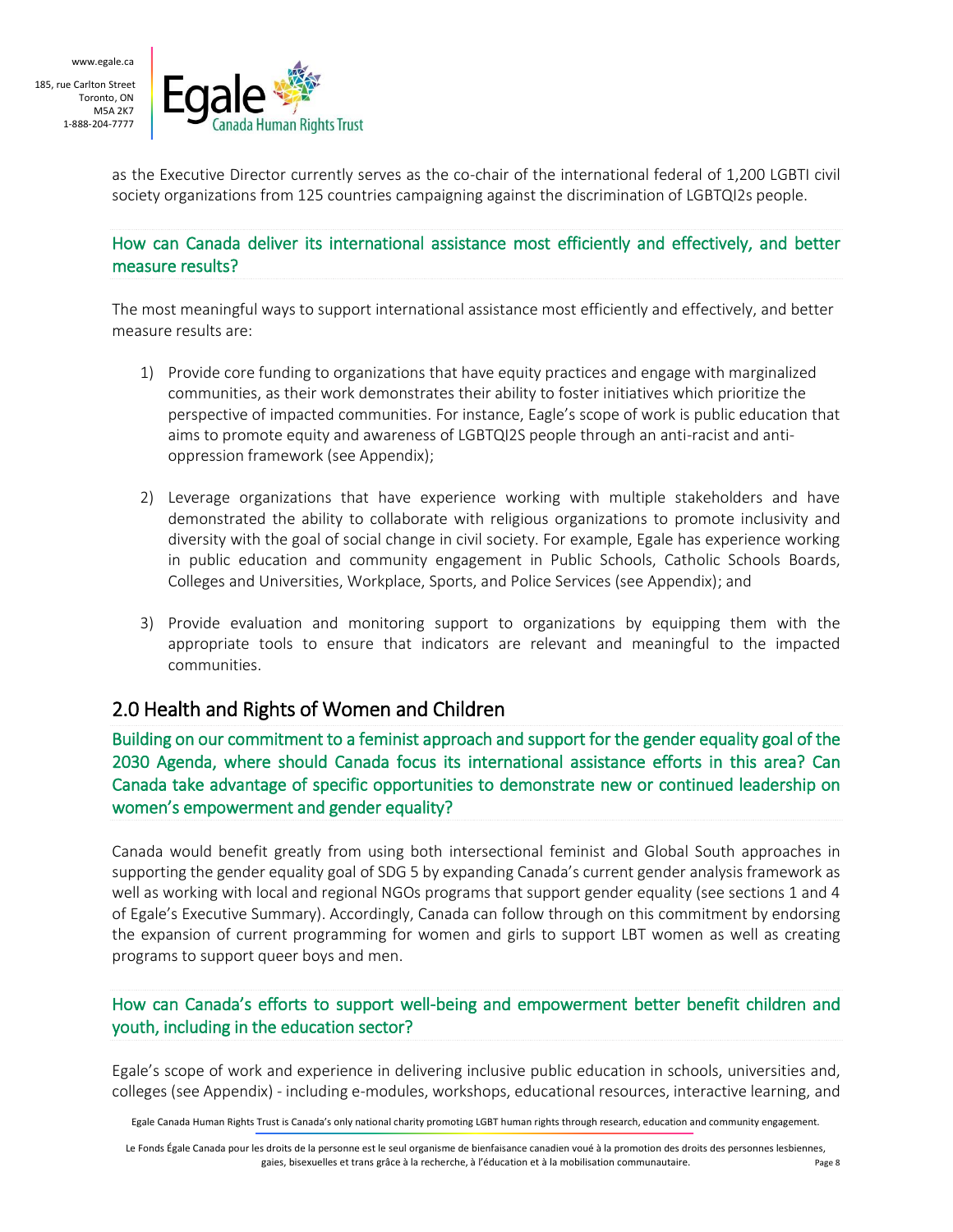as the Executive Director currently serves as the co-chair of the international federal of 1,200 LGBTI civil society organizations from 125 countries campaigning against the discrimination of LGBTQI2s people.

### How can Canada deliver its international assistance most efficiently and effectively, and better measure results?

The most meaningful ways to support international assistance most efficiently and effectively, and better measure results are:

1) Provide core funding to organizations that have equity practices and engage with marginalized communities, as their work demonstrates their ability to foster initiatives which prioritize the perspective of impacted communities. For instance, Eagle's scope of work is public education that aims to promote equity and awareness of LGBTQI2S people through an anti-racist and anti-oppression framework (see Appendix);

2) Leverage organizations that have experience working with multiple stakeholders and have demonstrated the ability to collaborate with religious organizations to promote inclusivity and diversity with the goal of social change in civil society. For example, Egale has experience working in public education and community engagement in Public Schools, Catholic Schools Boards, Colleges and Universities, Workplace, Sports, and Police Services (see Appendix); and

3) Provide evaluation and monitoring support to organizations by equipping them with the appropriate tools to ensure that indicators are relevant and meaningful to the impacted communities.

## 2.0 Health and Rights of Women and Children

### Building on our commitment to a feminist approach and support for the gender equality goal of the 2030 Agenda, where should Canada focus its international assistance efforts in this area? Can Canada take advantage of specific opportunities to demonstrate new or continued leadership on women's empowerment and gender equality?

Canada would benefit greatly from using both intersectional feminist and Global South approaches in supporting the gender equality goal of SDG 5 by expanding Canada's current gender analysis framework as well as working with local and regional NGOs programs that support gender equality (see sections 1 and 4 of Egale's Executive Summary). Accordingly, Canada can follow through on this commitment by endorsing the expansion of current programming for women and girls to support LBT women as well as creating programs to support queer boys and men.

### How can Canada's efforts to support well-being and empowerment better benefit children and youth, including in the education sector?

Egale's scope of work and experience in delivering inclusive public education in schools, universities and, colleges (see Appendix) - including e-modules, workshops, educational resources, interactive learning, and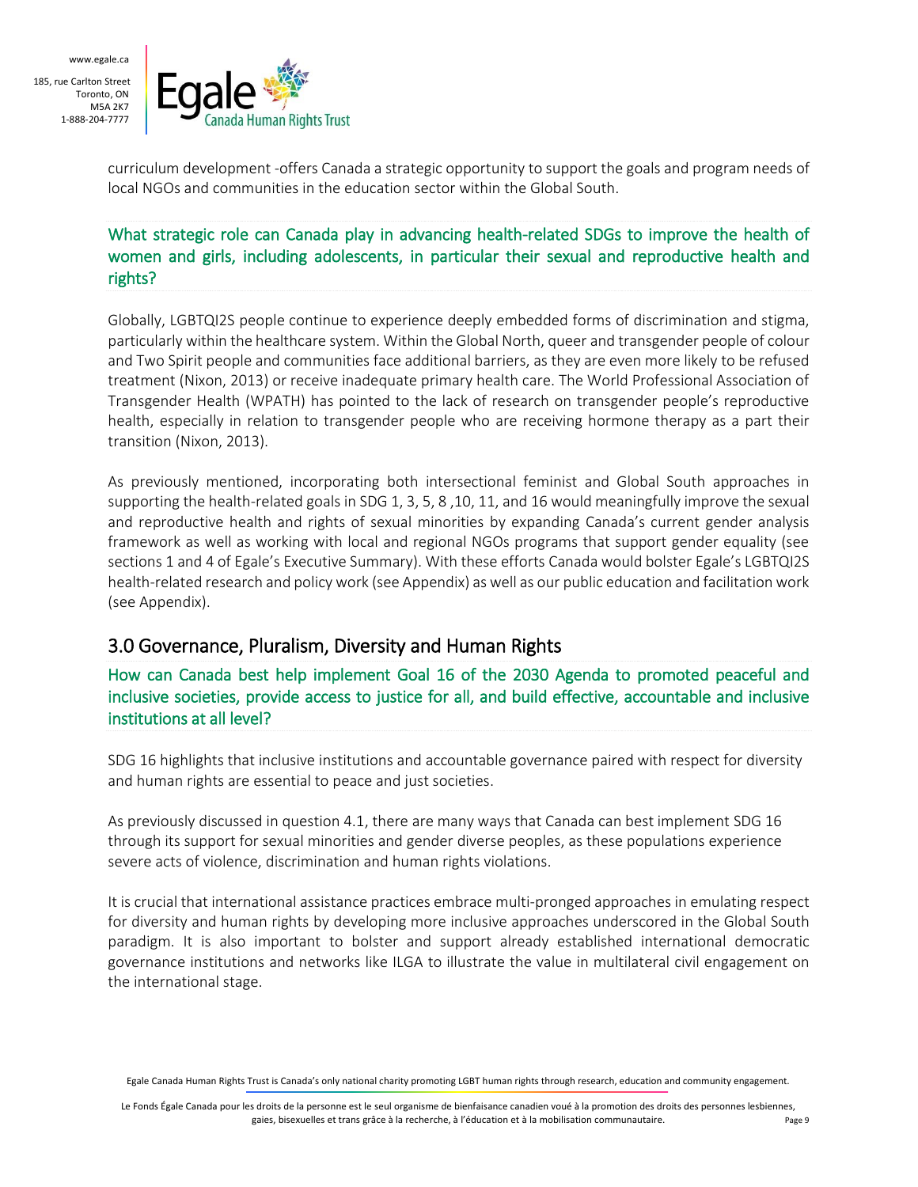curriculum development -offers Canada a strategic opportunity to support the goals and program needs of local NGOs and communities in the education sector within the Global South.

### What strategic role can Canada play in advancing health-related SDGs to improve the health of women and girls, including adolescents, in particular their sexual and reproductive health and rights?

Globally, LGBTQI2S people continue to experience deeply embedded forms of discrimination and stigma, particularly within the healthcare system. Within the Global North, queer and transgender people of colour and Two Spirit people and communities face additional barriers, as they are even more likely to be refused treatment (Nixon, 2013) or receive inadequate primary health care. The World Professional Association of Transgender Health (WPATH) has pointed to the lack of research on transgender people's reproductive health, especially in relation to transgender people who are receiving hormone therapy as a part their transition (Nixon, 2013).

As previously mentioned, incorporating both intersectional feminist and Global South approaches in supporting the health-related goals in SDG 1, 3, 5, 8 ,10, 11, and 16 would meaningfully improve the sexual and reproductive health and rights of sexual minorities by expanding Canada's current gender analysis framework as well as working with local and regional NGOs programs that support gender equality (see sections 1 and 4 of Egale's Executive Summary). With these efforts Canada would bolster Egale's LGBTQI2S health-related research and policy work (see Appendix) as well as our public education and facilitation work (see Appendix).

## 3.0 Governance, Pluralism, Diversity and Human Rights

### How can Canada best help implement Goal 16 of the 2030 Agenda to promoted peaceful and inclusive societies, provide access to justice for all, and build effective, accountable and inclusive institutions at all level?

SDG 16 highlights that inclusive institutions and accountable governance paired with respect for diversity and human rights are essential to peace and just societies.

As previously discussed in question 4.1, there are many ways that Canada can best implement SDG 16 through its support for sexual minorities and gender diverse peoples, as these populations experience severe acts of violence, discrimination and human rights violations.

It is crucial that international assistance practices embrace multi-pronged approaches in emulating respect for diversity and human rights by developing more inclusive approaches underscored in the Global South paradigm. It is also important to bolster and support already established international democratic governance institutions and networks like ILGA to illustrate the value in multilateral civil engagement on the international stage.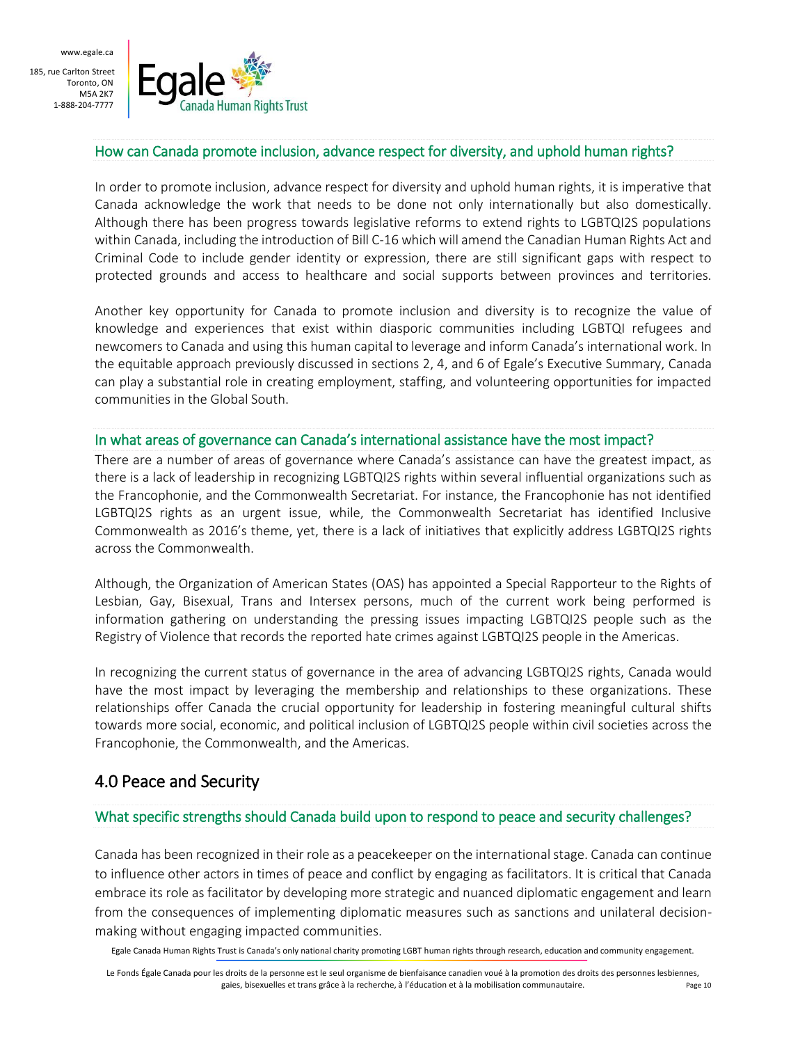### How can Canada promote inclusion, advance respect for diversity, and uphold human rights?

In order to promote inclusion, advance respect for diversity and uphold human rights, it is imperative that Canada acknowledge the work that needs to be done not only internationally but also domestically. Although there has been progress towards legislative reforms to extend rights to LGBTQI2S populations within Canada, including the introduction of Bill C-16 which will amend the Canadian Human Rights Act and Criminal Code to include gender identity or expression, there are still significant gaps with respect to protected grounds and access to healthcare and social supports between provinces and territories.

Another key opportunity for Canada to promote inclusion and diversity is to recognize the value of knowledge and experiences that exist within diasporic communities including LGBTQI refugees and newcomers to Canada and using this human capital to leverage and inform Canada's international work. In the equitable approach previously discussed in sections 2, 4, and 6 of Egale's Executive Summary, Canada can play a substantial role in creating employment, staffing, and volunteering opportunities for impacted communities in the Global South.

### In what areas of governance can Canada's international assistance have the most impact?

There are a number of areas of governance where Canada's assistance can have the greatest impact, as there is a lack of leadership in recognizing LGBTQI2S rights within several influential organizations such as the Francophonie, and the Commonwealth Secretariat. For instance, the Francophonie has not identified LGBTQI2S rights as an urgent issue, while, the Commonwealth Secretariat has identified Inclusive Commonwealth as 2016's theme, yet, there is a lack of initiatives that explicitly address LGBTQI2S rights across the Commonwealth.

Although, the Organization of American States (OAS) has appointed a Special Rapporteur to the Rights of Lesbian, Gay, Bisexual, Trans and Intersex persons, much of the current work being performed is information gathering on understanding the pressing issues impacting LGBTQI2S people such as the Registry of Violence that records the reported hate crimes against LGBTQI2S people in the Americas.

In recognizing the current status of governance in the area of advancing LGBTQI2S rights, Canada would have the most impact by leveraging the membership and relationships to these organizations. These relationships offer Canada the crucial opportunity for leadership in fostering meaningful cultural shifts towards more social, economic, and political inclusion of LGBTQI2S people within civil societies across the Francophonie, the Commonwealth, and the Americas.

## 4.0 Peace and Security

### What specific strengths should Canada build upon to respond to peace and security challenges?

Canada has been recognized in their role as a peacekeeper on the international stage. Canada can continue to influence other actors in times of peace and conflict by engaging as facilitators. It is critical that Canada embrace its role as facilitator by developing more strategic and nuanced diplomatic engagement and learn from the consequences of implementing diplomatic measures such as sanctions and unilateral decision-making without engaging impacted communities.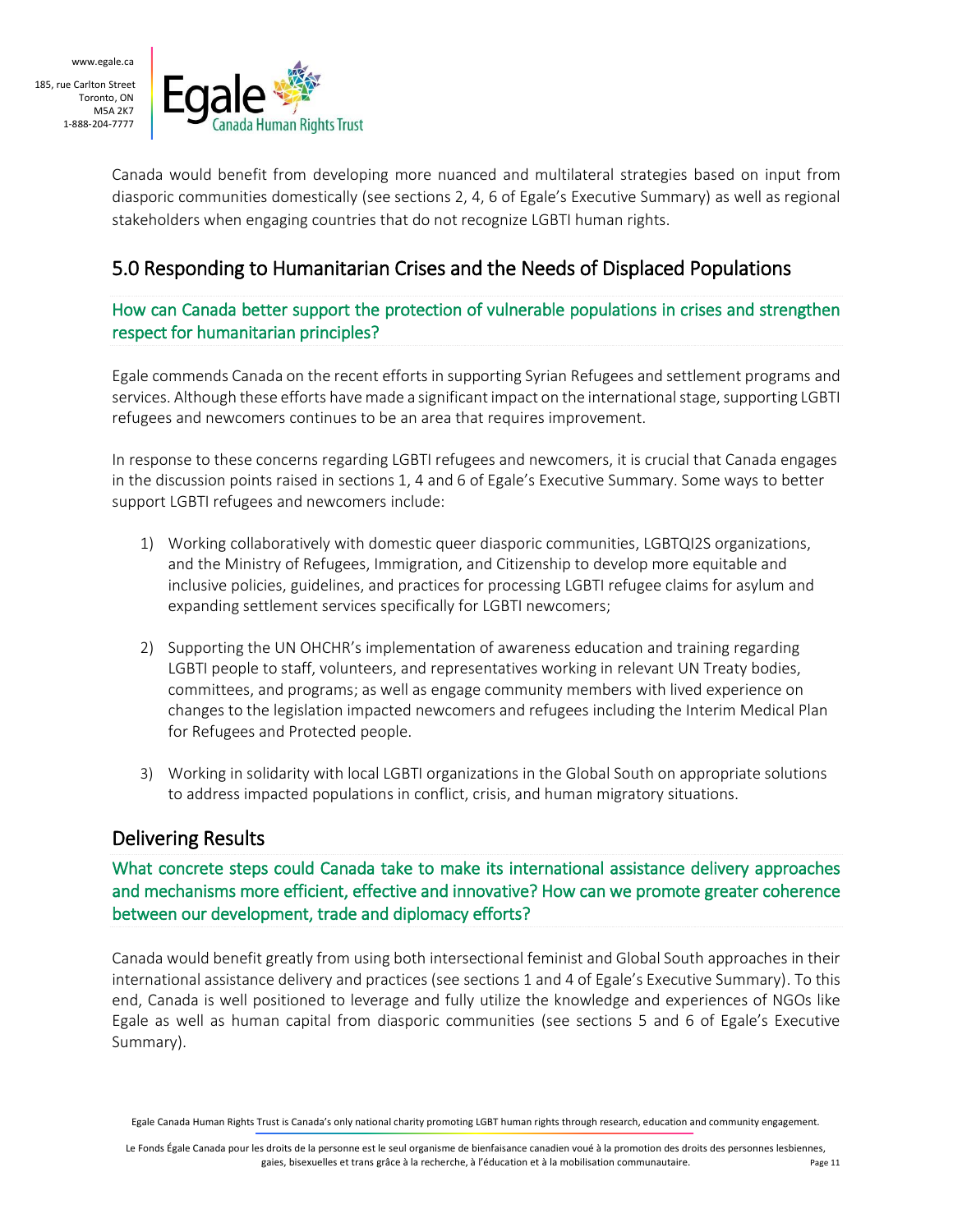Canada would benefit from developing more nuanced and multilateral strategies based on input from diasporic communities domestically (see sections 2, 4, 6 of Egale's Executive Summary) as well as regional stakeholders when engaging countries that do not recognize LGBTI human rights.

## 5.0 Responding to Humanitarian Crises and the Needs of Displaced Populations

### How can Canada better support the protection of vulnerable populations in crises and strengthen respect for humanitarian principles?

Egale commends Canada on the recent efforts in supporting Syrian Refugees and settlement programs and services. Although these efforts have made a significant impact on the international stage, supporting LGBTI refugees and newcomers continues to be an area that requires improvement.

In response to these concerns regarding LGBTI refugees and newcomers, it is crucial that Canada engages in the discussion points raised in sections 1, 4 and 6 of Egale's Executive Summary. Some ways to better support LGBTI refugees and newcomers include:

1) Working collaboratively with domestic queer diasporic communities, LGBTQI2S organizations, and the Ministry of Refugees, Immigration, and Citizenship to develop more equitable and inclusive policies, guidelines, and practices for processing LGBTI refugee claims for asylum and expanding settlement services specifically for LGBTI newcomers;

2) Supporting the UN OHCHR's implementation of awareness education and training regarding LGBTI people to staff, volunteers, and representatives working in relevant UN Treaty bodies, committees, and programs; as well as engage community members with lived experience on changes to the legislation impacted newcomers and refugees including the Interim Medical Plan for Refugees and Protected people.

3) Working in solidarity with local LGBTI organizations in the Global South on appropriate solutions to address impacted populations in conflict, crisis, and human migratory situations.

## Delivering Results

### What concrete steps could Canada take to make its international assistance delivery approaches and mechanisms more efficient, effective and innovative? How can we promote greater coherence between our development, trade and diplomacy efforts?

Canada would benefit greatly from using both intersectional feminist and Global South approaches in their international assistance delivery and practices (see sections 1 and 4 of Egale's Executive Summary). To this end, Canada is well positioned to leverage and fully utilize the knowledge and experiences of NGOs like Egale as well as human capital from diasporic communities (see sections 5 and 6 of Egale's Executive Summary).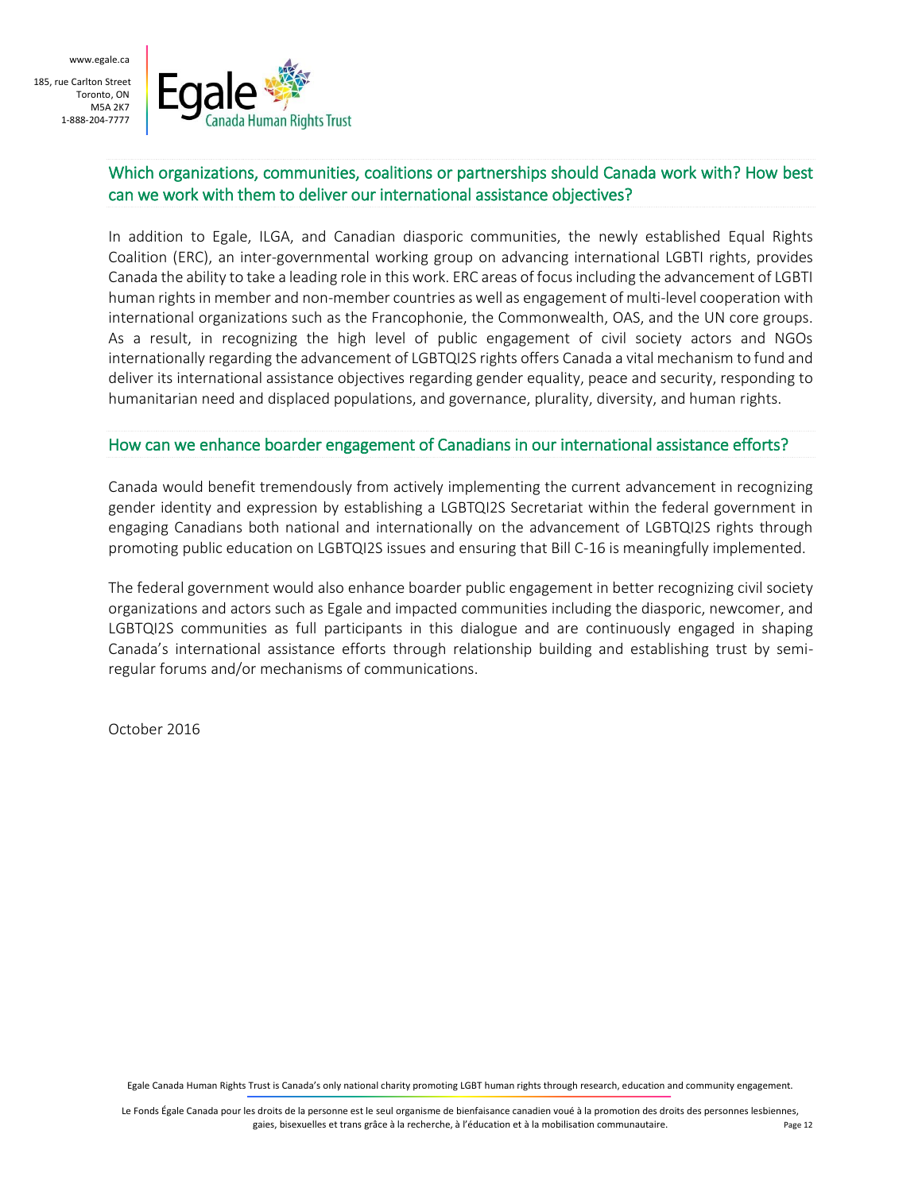## Which organizations, communities, coalitions or partnerships should Canada work with? How best can we work with them to deliver our international assistance objectives?

In addition to Egale, ILGA, and Canadian diasporic communities, the newly established Equal Rights Coalition (ERC), an inter-governmental working group on advancing international LGBTI rights, provides Canada the ability to take a leading role in this work. ERC areas of focus including the advancement of LGBTI human rights in member and non-member countries as well as engagement of multi-level cooperation with international organizations such as the Francophonie, the Commonwealth, OAS, and the UN core groups. As a result, in recognizing the high level of public engagement of civil society actors and NGOs internationally regarding the advancement of LGBTQI2S rights offers Canada a vital mechanism to fund and deliver its international assistance objectives regarding gender equality, peace and security, responding to humanitarian need and displaced populations, and governance, plurality, diversity, and human rights.

## How can we enhance boarder engagement of Canadians in our international assistance efforts?

Canada would benefit tremendously from actively implementing the current advancement in recognizing gender identity and expression by establishing a LGBTQI2S Secretariat within the federal government in engaging Canadians both national and internationally on the advancement of LGBTQI2S rights through promoting public education on LGBTQI2S issues and ensuring that Bill C-16 is meaningfully implemented.

The federal government would also enhance boarder public engagement in better recognizing civil society organizations and actors such as Egale and impacted communities including the diasporic, newcomer, and LGBTQI2S communities as full participants in this dialogue and are continuously engaged in shaping Canada's international assistance efforts through relationship building and establishing trust by semi-regular forums and/or mechanisms of communications.

October 2016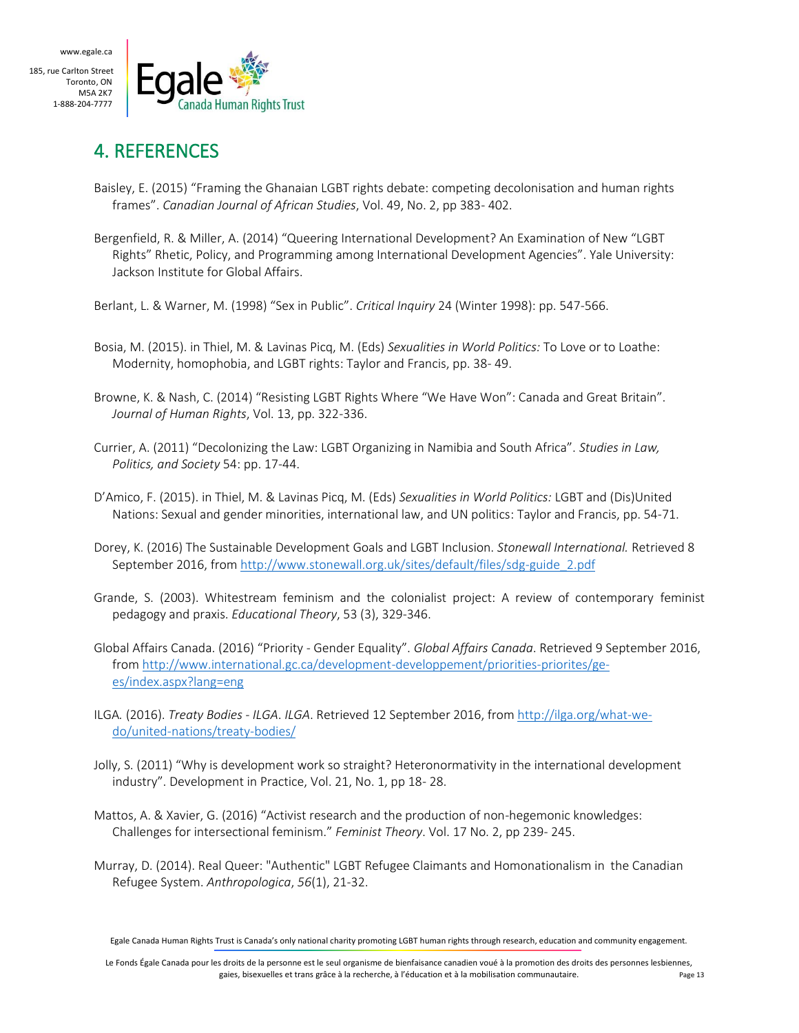## 4. REFERENCES

Baisley, E. (2015) "Framing the Ghanaian LGBT rights debate: competing decolonisation and human rights frames". *Canadian Journal of African Studies*, Vol. 49, No. 2, pp 383- 402.

Bergenfield, R. & Miller, A. (2014) "Queering International Development? An Examination of New "LGBT Rights" Rhetic, Policy, and Programming among International Development Agencies". Yale University: Jackson Institute for Global Affairs.

Berlant, L. & Warner, M. (1998) "Sex in Public". *Critical Inquiry* 24 (Winter 1998): pp. 547-566.

Bosia, M. (2015). in Thiel, M. & Lavinas Picq, M. (Eds) *Sexualities in World Politics:* To Love or to Loathe: Modernity, homophobia, and LGBT rights: Taylor and Francis, pp. 38- 49.

Browne, K. & Nash, C. (2014) "Resisting LGBT Rights Where "We Have Won": Canada and Great Britain". *Journal of Human Rights*, Vol. 13, pp. 322-336.

Currier, A. (2011) "Decolonizing the Law: LGBT Organizing in Namibia and South Africa". *Studies in Law, Politics, and Society* 54: pp. 17-44.

D'Amico, F. (2015). in Thiel, M. & Lavinas Picq, M. (Eds) *Sexualities in World Politics:* LGBT and (Dis)United Nations: Sexual and gender minorities, international law, and UN politics: Taylor and Francis, pp. 54-71.

Dorey, K. (2016) The Sustainable Development Goals and LGBT Inclusion. *Stonewall International.* Retrieved 8 September 2016, from http://www.stonewall.org.uk/sites/default/files/sdg-guide_2.pdf

Grande, S. (2003). Whitestream feminism and the colonialist project: A review of contemporary feminist pedagogy and praxis. *Educational Theory*, 53 (3), 329-346.

Global Affairs Canada. (2016) "Priority - Gender Equality". *Global Affairs Canada*. Retrieved 9 September 2016, from http://www.international.gc.ca/development-developpement/priorities-priorites/ge-es/index.aspx?lang=eng

ILGA. (2016). *Treaty Bodies - ILGA*. *ILGA*. Retrieved 12 September 2016, from http://ilga.org/what-we-do/united-nations/treaty-bodies/

Jolly, S. (2011) "Why is development work so straight? Heteronormativity in the international development industry". Development in Practice, Vol. 21, No. 1, pp 18- 28.

Mattos, A. & Xavier, G. (2016) "Activist research and the production of non-hegemonic knowledges: Challenges for intersectional feminism." *Feminist Theory*. Vol. 17 No. 2, pp 239- 245.

Murray, D. (2014). Real Queer: "Authentic" LGBT Refugee Claimants and Homonationalism in the Canadian Refugee System. *Anthropologica*, *56*(1), 21-32.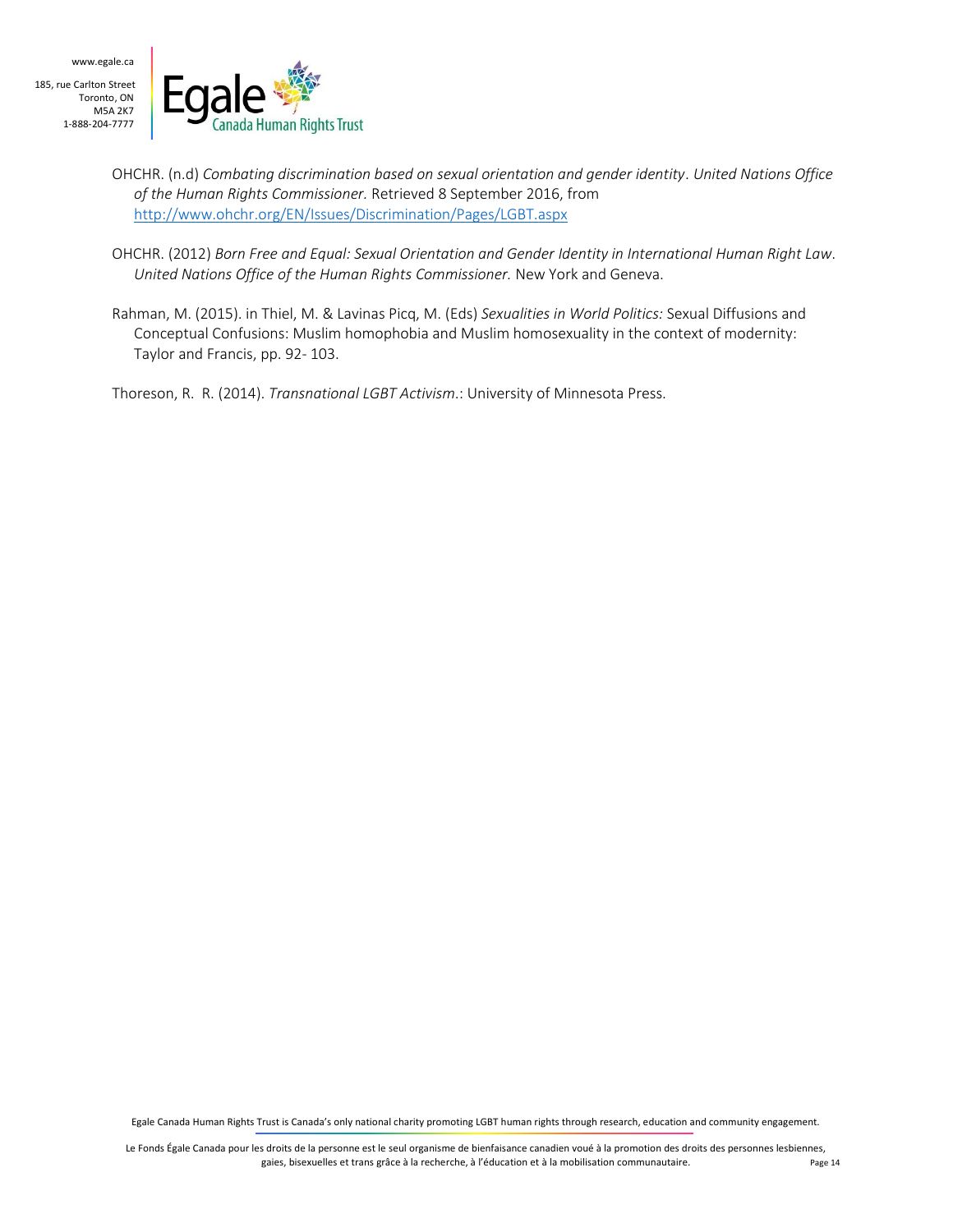OHCHR. (n.d) *Combating discrimination based on sexual orientation and gender identity*. *United Nations Office of the Human Rights Commissioner.* Retrieved 8 September 2016, from http://www.ohchr.org/EN/Issues/Discrimination/Pages/LGBT.aspx

OHCHR. (2012) *Born Free and Equal: Sexual Orientation and Gender Identity in International Human Right Law*. *United Nations Office of the Human Rights Commissioner.* New York and Geneva.

Rahman, M. (2015). in Thiel, M. & Lavinas Picq, M. (Eds) *Sexualities in World Politics:* Sexual Diffusions and Conceptual Confusions: Muslim homophobia and Muslim homosexuality in the context of modernity: Taylor and Francis, pp. 92- 103.

Thoreson, R. R. (2014). *Transnational LGBT Activism*.: University of Minnesota Press.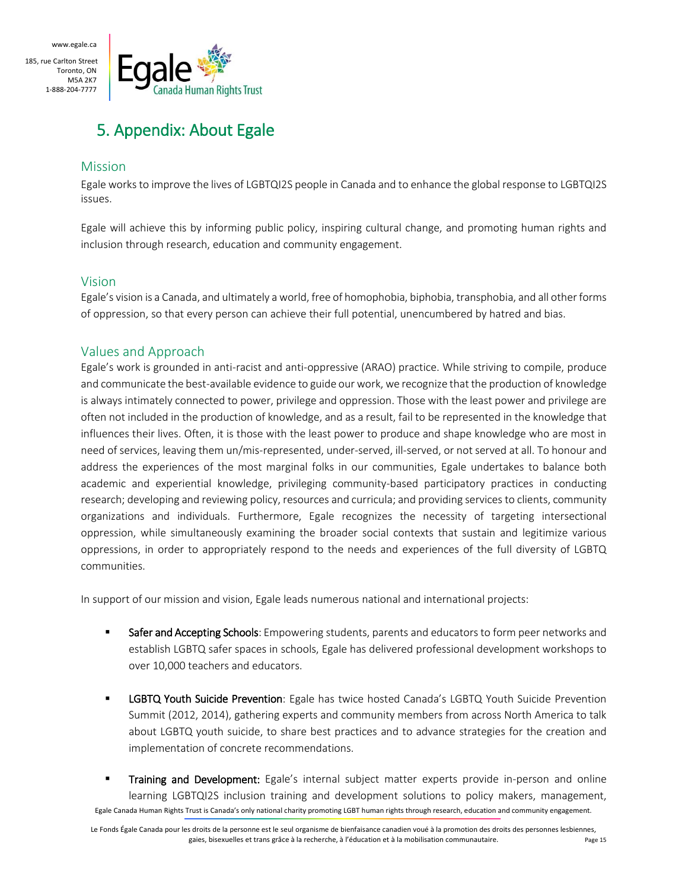# 5. Appendix: About Egale

## Mission

Egale works to improve the lives of LGBTQI2S people in Canada and to enhance the global response to LGBTQI2S issues.

Egale will achieve this by informing public policy, inspiring cultural change, and promoting human rights and inclusion through research, education and community engagement.

## Vision

Egale's vision is a Canada, and ultimately a world, free of homophobia, biphobia, transphobia, and all other forms of oppression, so that every person can achieve their full potential, unencumbered by hatred and bias.

## Values and Approach

Egale's work is grounded in anti-racist and anti-oppressive (ARAO) practice. While striving to compile, produce and communicate the best-available evidence to guide our work, we recognize that the production of knowledge is always intimately connected to power, privilege and oppression. Those with the least power and privilege are often not included in the production of knowledge, and as a result, fail to be represented in the knowledge that influences their lives. Often, it is those with the least power to produce and shape knowledge who are most in need of services, leaving them un/mis-represented, under-served, ill-served, or not served at all. To honour and address the experiences of the most marginal folks in our communities, Egale undertakes to balance both academic and experiential knowledge, privileging community-based participatory practices in conducting research; developing and reviewing policy, resources and curricula; and providing services to clients, community organizations and individuals. Furthermore, Egale recognizes the necessity of targeting intersectional oppression, while simultaneously examining the broader social contexts that sustain and legitimize various oppressions, in order to appropriately respond to the needs and experiences of the full diversity of LGBTQ communities.

In support of our mission and vision, Egale leads numerous national and international projects:

- **Safer and Accepting Schools**: Empowering students, parents and educators to form peer networks and establish LGBTQ safer spaces in schools, Egale has delivered professional development workshops to over 10,000 teachers and educators.
- **LGBTQ Youth Suicide Prevention**: Egale has twice hosted Canada's LGBTQ Youth Suicide Prevention Summit (2012, 2014), gathering experts and community members from across North America to talk about LGBTQ youth suicide, to share best practices and to advance strategies for the creation and implementation of concrete recommendations.
- **Training and Development:** Egale's internal subject matter experts provide in-person and online learning LGBTQI2S inclusion training and development solutions to policy makers, management,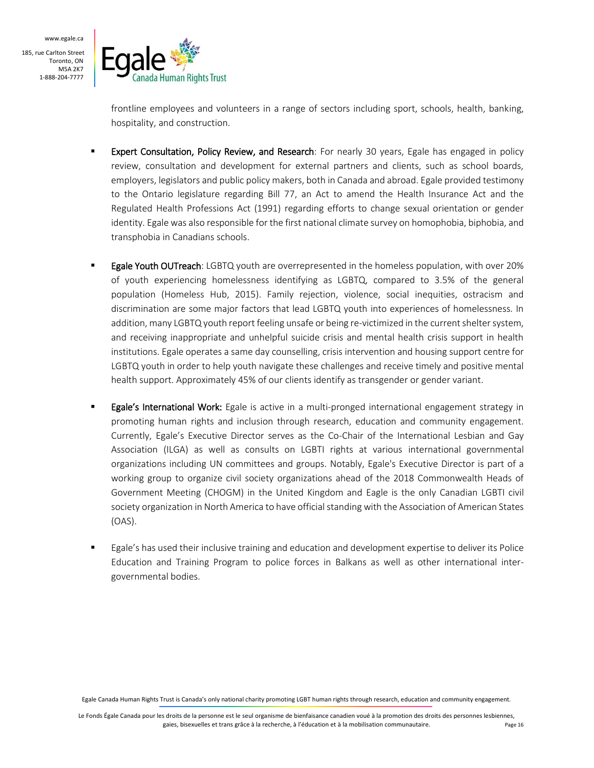frontline employees and volunteers in a range of sectors including sport, schools, health, banking, hospitality, and construction.

- **Expert Consultation, Policy Review, and Research**: For nearly 30 years, Egale has engaged in policy review, consultation and development for external partners and clients, such as school boards, employers, legislators and public policy makers, both in Canada and abroad. Egale provided testimony to the Ontario legislature regarding Bill 77, an Act to amend the Health Insurance Act and the Regulated Health Professions Act (1991) regarding efforts to change sexual orientation or gender identity. Egale was also responsible for the first national climate survey on homophobia, biphobia, and transphobia in Canadians schools.

- **Egale Youth OUTreach**: LGBTQ youth are overrepresented in the homeless population, with over 20% of youth experiencing homelessness identifying as LGBTQ, compared to 3.5% of the general population (Homeless Hub, 2015). Family rejection, violence, social inequities, ostracism and discrimination are some major factors that lead LGBTQ youth into experiences of homelessness. In addition, many LGBTQ youth report feeling unsafe or being re-victimized in the current shelter system, and receiving inappropriate and unhelpful suicide crisis and mental health crisis support in health institutions. Egale operates a same day counselling, crisis intervention and housing support centre for LGBTQ youth in order to help youth navigate these challenges and receive timely and positive mental health support. Approximately 45% of our clients identify as transgender or gender variant.

- **Egale's International Work:** Egale is active in a multi-pronged international engagement strategy in promoting human rights and inclusion through research, education and community engagement. Currently, Egale's Executive Director serves as the Co-Chair of the International Lesbian and Gay Association (ILGA) as well as consults on LGBTI rights at various international governmental organizations including UN committees and groups. Notably, Egale's Executive Director is part of a working group to organize civil society organizations ahead of the 2018 Commonwealth Heads of Government Meeting (CHOGM) in the United Kingdom and Eagle is the only Canadian LGBTI civil society organization in North America to have official standing with the Association of American States (OAS).

- Egale's has used their inclusive training and education and development expertise to deliver its Police Education and Training Program to police forces in Balkans as well as other international inter-governmental bodies.